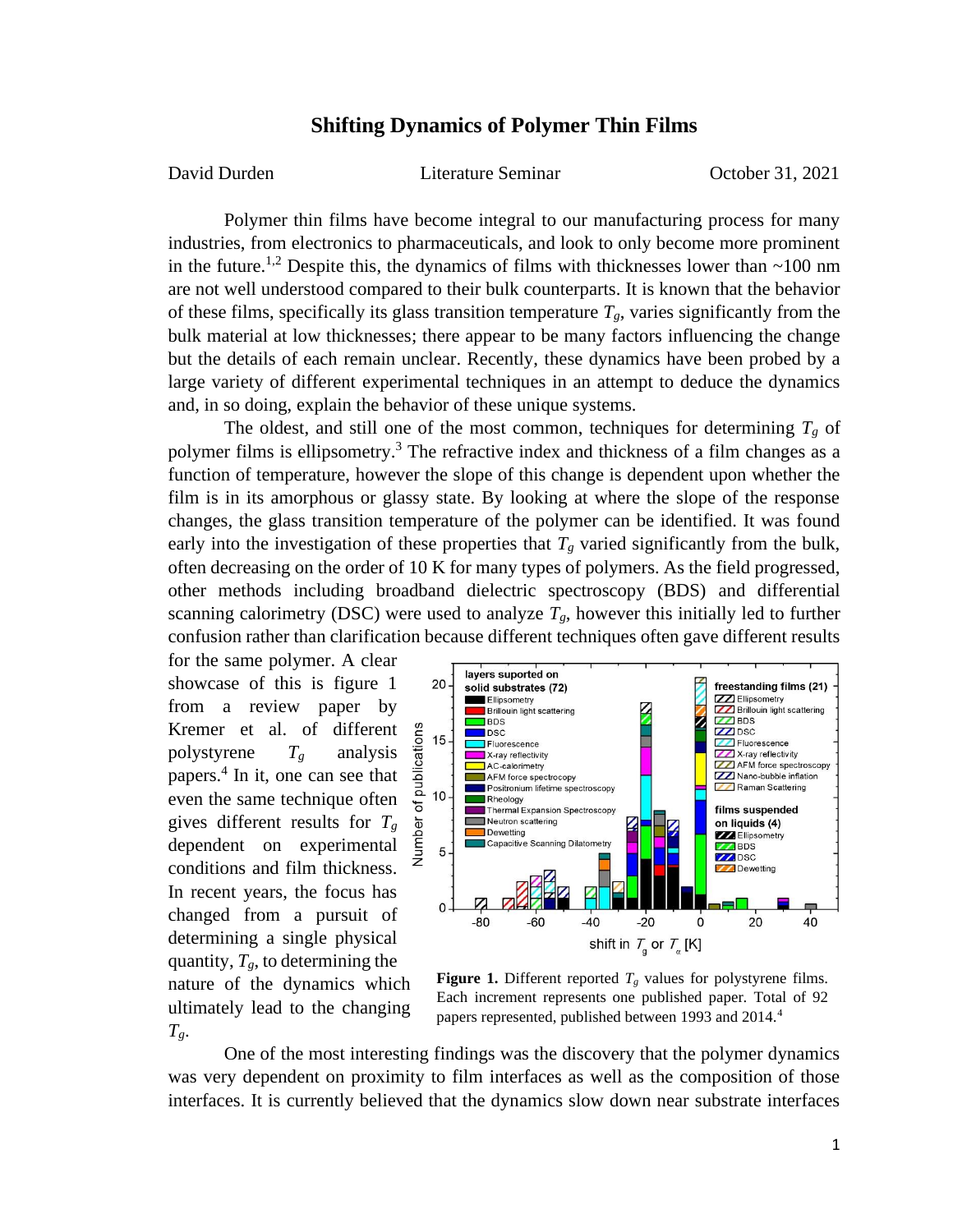# Shifting Dynamics of Polymer Thin Films

David Durden — Literature Seminar — October 31, 2021

Polymer thin films have become integral to our manufacturing process for many industries, from electronics to pharmaceuticals, and look to only become more prominent in the future.[1,2] Despite this, the dynamics of films with thicknesses lower than ~100 nm are not well understood compared to their bulk counterparts. It is known that the behavior of these films, specifically its glass transition temperature $T_g$, varies significantly from the bulk material at low thicknesses; there appear to be many factors influencing the change but the details of each remain unclear. Recently, these dynamics have been probed by a large variety of different experimental techniques in an attempt to deduce the dynamics and, in so doing, explain the behavior of these unique systems.

The oldest, and still one of the most common, techniques for determining $T_g$ of polymer films is ellipsometry.[3] The refractive index and thickness of a film changes as a function of temperature, however the slope of this change is dependent upon whether the film is in its amorphous or glassy state. By looking at where the slope of the response changes, the glass transition temperature of the polymer can be identified. It was found early into the investigation of these properties that $T_g$ varied significantly from the bulk, often decreasing on the order of 10 K for many types of polymers. As the field progressed, other methods including broadband dielectric spectroscopy (BDS) and differential scanning calorimetry (DSC) were used to analyze $T_g$, however this initially led to further confusion rather than clarification because different techniques often gave different results for the same polymer. A clear showcase of this is figure 1 from a review paper by Kremer et al. of different polystyrene $T_g$ analysis papers.[4] In it, one can see that even the same technique often gives different results for $T_g$ dependent on experimental conditions and film thickness. In recent years, the focus has changed from a pursuit of determining a single physical quantity, $T_g$, to determining the nature of the dynamics which ultimately lead to the changing $T_g$.

**Figure 1.** Different reported $T_g$ values for polystyrene films. Each increment represents one published paper. Total of 92 papers represented, published between 1993 and 2014.[4]

One of the most interesting findings was the discovery that the polymer dynamics was very dependent on proximity to film interfaces as well as the composition of those interfaces. It is currently believed that the dynamics slow down near substrate interfaces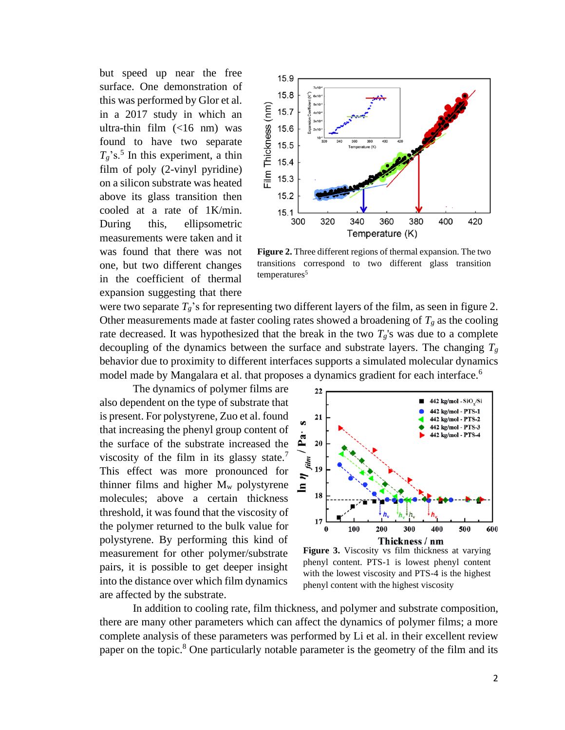but speed up near the free surface. One demonstration of this was performed by Glor et al. in a 2017 study in which an ultra-thin film (<16 nm) was found to have two separate $T_g$'s.[5] In this experiment, a thin film of poly (2-vinyl pyridine) on a silicon substrate was heated above its glass transition then cooled at a rate of 1K/min. During this, ellipsometric measurements were taken and it was found that there was not one, but two different changes in the coefficient of thermal expansion suggesting that there were two separate $T_g$'s for representing two different layers of the film, as seen in figure 2. Other measurements made at faster cooling rates showed a broadening of $T_g$ as the cooling rate decreased. It was hypothesized that the break in the two $T_g$'s was due to a complete decoupling of the dynamics between the surface and substrate layers. The changing $T_g$ behavior due to proximity to different interfaces supports a simulated molecular dynamics model made by Mangalara et al. that proposes a dynamics gradient for each interface.[6]

**Figure 2.** Three different regions of thermal expansion. The two transitions correspond to two different glass transition temperatures[5]

The dynamics of polymer films are also dependent on the type of substrate that is present. For polystyrene, Zuo et al. found that increasing the phenyl group content of the surface of the substrate increased the viscosity of the film in its glassy state.[7] This effect was more pronounced for thinner films and higher $M_w$ polystyrene molecules; above a certain thickness threshold, it was found that the viscosity of the polymer returned to the bulk value for polystyrene. By performing this kind of measurement for other polymer/substrate pairs, it is possible to get deeper insight into the distance over which film dynamics are affected by the substrate.

**Figure 3.** Viscosity vs film thickness at varying phenyl content. PTS-1 is lowest phenyl content with the lowest viscosity and PTS-4 is the highest phenyl content with the highest viscosity

In addition to cooling rate, film thickness, and polymer and substrate composition, there are many other parameters which can affect the dynamics of polymer films; a more complete analysis of these parameters was performed by Li et al. in their excellent review paper on the topic.[8] One particularly notable parameter is the geometry of the film and its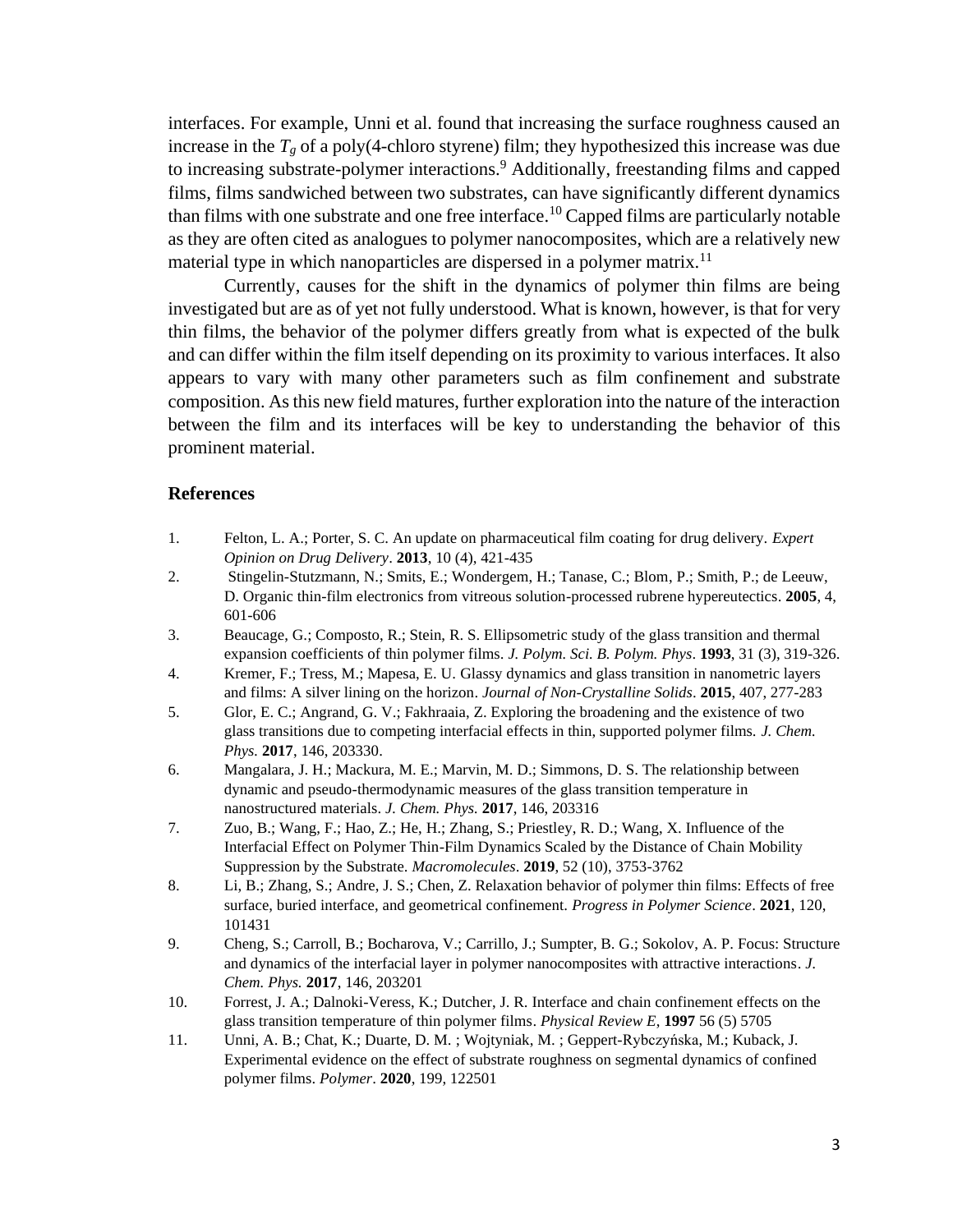interfaces. For example, Unni et al. found that increasing the surface roughness caused an increase in the $T_g$ of a poly(4-chloro styrene) film; they hypothesized this increase was due to increasing substrate-polymer interactions.[9] Additionally, freestanding films and capped films, films sandwiched between two substrates, can have significantly different dynamics than films with one substrate and one free interface.[10] Capped films are particularly notable as they are often cited as analogues to polymer nanocomposites, which are a relatively new material type in which nanoparticles are dispersed in a polymer matrix.[11]

Currently, causes for the shift in the dynamics of polymer thin films are being investigated but are as of yet not fully understood. What is known, however, is that for very thin films, the behavior of the polymer differs greatly from what is expected of the bulk and can differ within the film itself depending on its proximity to various interfaces. It also appears to vary with many other parameters such as film confinement and substrate composition. As this new field matures, further exploration into the nature of the interaction between the film and its interfaces will be key to understanding the behavior of this prominent material.

## References

1. Felton, L. A.; Porter, S. C. An update on pharmaceutical film coating for drug delivery. *Expert Opinion on Drug Delivery*. **2013**, 10 (4), 421-435
2. Stingelin-Stutzmann, N.; Smits, E.; Wondergem, H.; Tanase, C.; Blom, P.; Smith, P.; de Leeuw, D. Organic thin-film electronics from vitreous solution-processed rubrene hypereutectics. **2005**, 4, 601-606
3. Beaucage, G.; Composto, R.; Stein, R. S. Ellipsometric study of the glass transition and thermal expansion coefficients of thin polymer films. *J. Polym. Sci. B. Polym. Phys*. **1993**, 31 (3), 319-326.
4. Kremer, F.; Tress, M.; Mapesa, E. U. Glassy dynamics and glass transition in nanometric layers and films: A silver lining on the horizon. *Journal of Non-Crystalline Solids*. **2015**, 407, 277-283
5. Glor, E. C.; Angrand, G. V.; Fakhraaia, Z. Exploring the broadening and the existence of two glass transitions due to competing interfacial effects in thin, supported polymer films. *J. Chem. Phys.* **2017**, 146, 203330.
6. Mangalara, J. H.; Mackura, M. E.; Marvin, M. D.; Simmons, D. S. The relationship between dynamic and pseudo-thermodynamic measures of the glass transition temperature in nanostructured materials. *J. Chem. Phys.* **2017**, 146, 203316
7. Zuo, B.; Wang, F.; Hao, Z.; He, H.; Zhang, S.; Priestley, R. D.; Wang, X. Influence of the Interfacial Effect on Polymer Thin-Film Dynamics Scaled by the Distance of Chain Mobility Suppression by the Substrate. *Macromolecules*. **2019**, 52 (10), 3753-3762
8. Li, B.; Zhang, S.; Andre, J. S.; Chen, Z. Relaxation behavior of polymer thin films: Effects of free surface, buried interface, and geometrical confinement. *Progress in Polymer Science*. **2021**, 120, 101431
9. Cheng, S.; Carroll, B.; Bocharova, V.; Carrillo, J.; Sumpter, B. G.; Sokolov, A. P. Focus: Structure and dynamics of the interfacial layer in polymer nanocomposites with attractive interactions. *J. Chem. Phys.* **2017**, 146, 203201
10. Forrest, J. A.; Dalnoki-Veress, K.; Dutcher, J. R. Interface and chain confinement effects on the glass transition temperature of thin polymer films. *Physical Review E*, **1997** 56 (5) 5705
11. Unni, A. B.; Chat, K.; Duarte, D. M. ; Wojtyniak, M. ; Geppert-Rybczyńska, M.; Kuback, J. Experimental evidence on the effect of substrate roughness on segmental dynamics of confined polymer films. *Polymer*. **2020**, 199, 122501